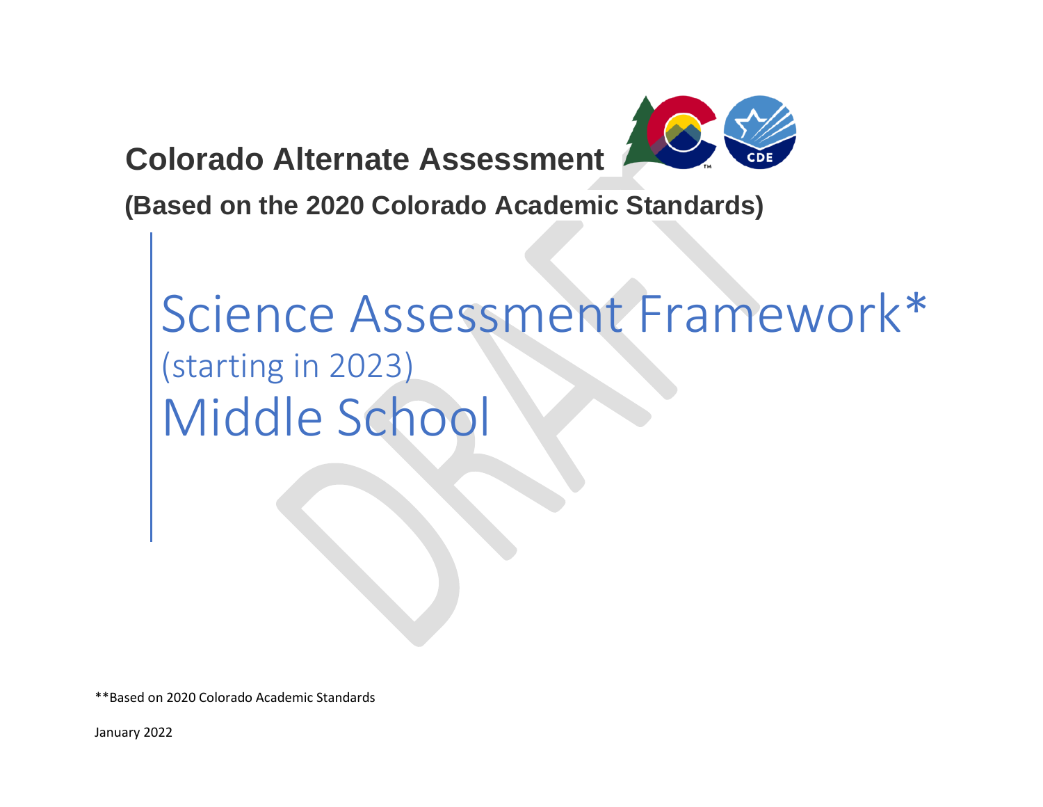**Colorado Alternate Assessment**

**(Based on the 2020 Colorado Academic Standards)**

# Science Assessment Framework*

(starting in 2023)

# Middle School

**Based on 2020 Colorado Academic Standards

January 2022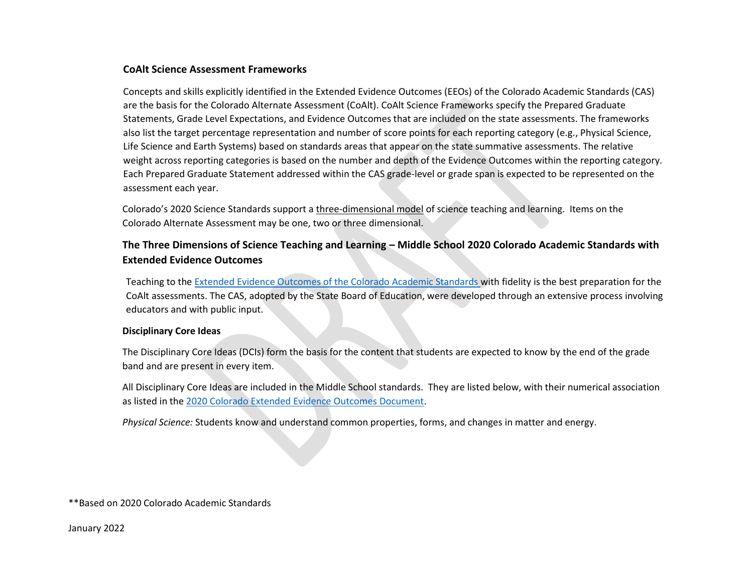### CoAlt Science Assessment Frameworks

Concepts and skills explicitly identified in the Extended Evidence Outcomes (EEOs) of the Colorado Academic Standards (CAS) are the basis for the Colorado Alternate Assessment (CoAlt). CoAlt Science Frameworks specify the Prepared Graduate Statements, Grade Level Expectations, and Evidence Outcomes that are included on the state assessments. The frameworks also list the target percentage representation and number of score points for each reporting category (e.g., Physical Science, Life Science and Earth Systems) based on standards areas that appear on the state summative assessments. The relative weight across reporting categories is based on the number and depth of the Evidence Outcomes within the reporting category. Each Prepared Graduate Statement addressed within the CAS grade-level or grade span is expected to be represented on the assessment each year.

Colorado's 2020 Science Standards support a three-dimensional model of science teaching and learning. Items on the Colorado Alternate Assessment may be one, two or three dimensional.

## The Three Dimensions of Science Teaching and Learning – Middle School 2020 Colorado Academic Standards with Extended Evidence Outcomes

Teaching to the Extended Evidence Outcomes of the Colorado Academic Standards with fidelity is the best preparation for the CoAlt assessments. The CAS, adopted by the State Board of Education, were developed through an extensive process involving educators and with public input.

#### Disciplinary Core Ideas

The Disciplinary Core Ideas (DCIs) form the basis for the content that students are expected to know by the end of the grade band and are present in every item.

All Disciplinary Core Ideas are included in the Middle School standards. They are listed below, with their numerical association as listed in the 2020 Colorado Extended Evidence Outcomes Document.

*Physical Science:* Students know and understand common properties, forms, and changes in matter and energy.

**Based on 2020 Colorado Academic Standards

January 2022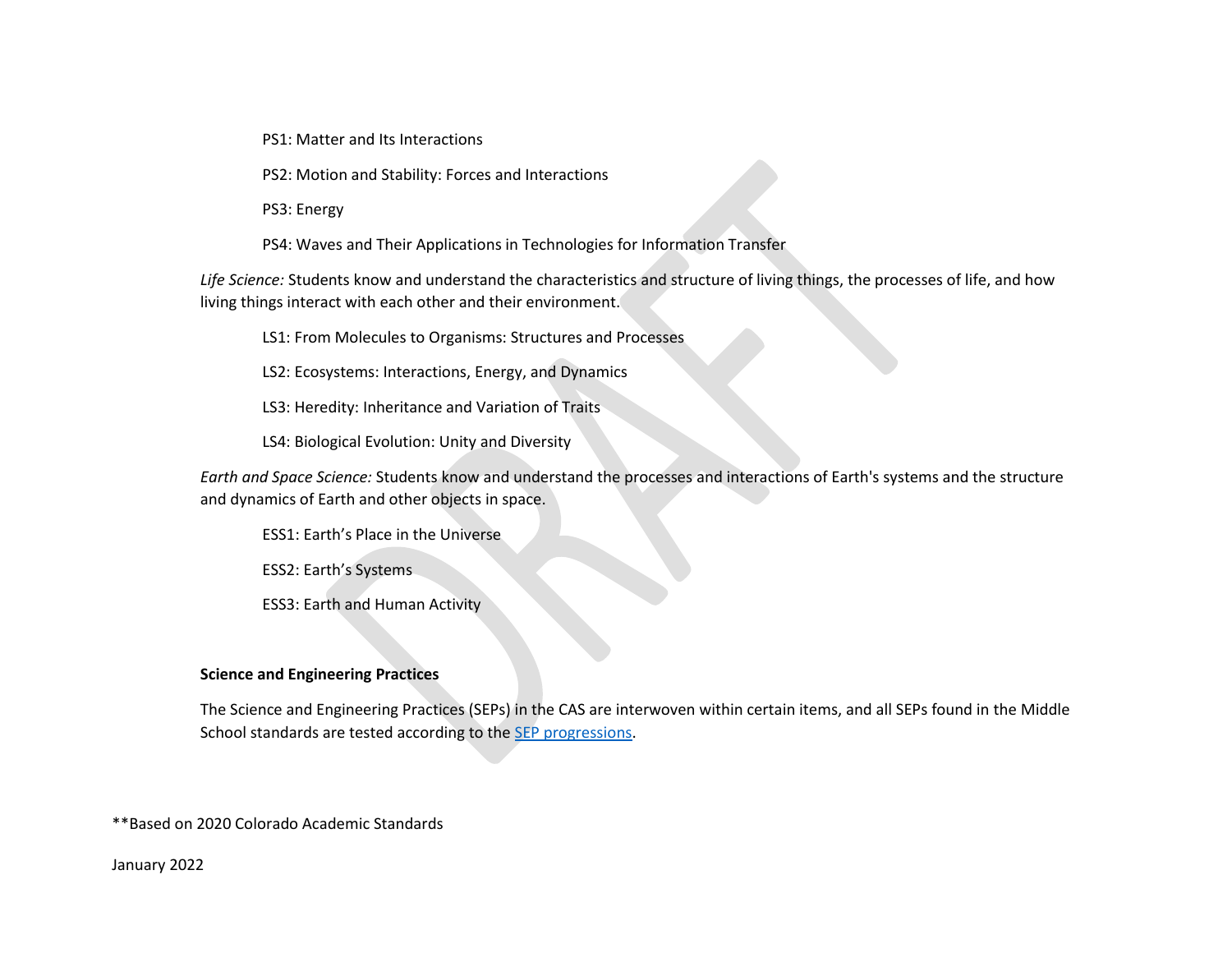PS1: Matter and Its Interactions

PS2: Motion and Stability: Forces and Interactions

PS3: Energy

PS4: Waves and Their Applications in Technologies for Information Transfer

*Life Science:* Students know and understand the characteristics and structure of living things, the processes of life, and how living things interact with each other and their environment.

LS1: From Molecules to Organisms: Structures and Processes

LS2: Ecosystems: Interactions, Energy, and Dynamics

LS3: Heredity: Inheritance and Variation of Traits

LS4: Biological Evolution: Unity and Diversity

*Earth and Space Science:* Students know and understand the processes and interactions of Earth's systems and the structure and dynamics of Earth and other objects in space.

ESS1: Earth's Place in the Universe

ESS2: Earth's Systems

ESS3: Earth and Human Activity

**Science and Engineering Practices**

The Science and Engineering Practices (SEPs) in the CAS are interwoven within certain items, and all SEPs found in the Middle School standards are tested according to the SEP progressions.

**Based on 2020 Colorado Academic Standards

January 2022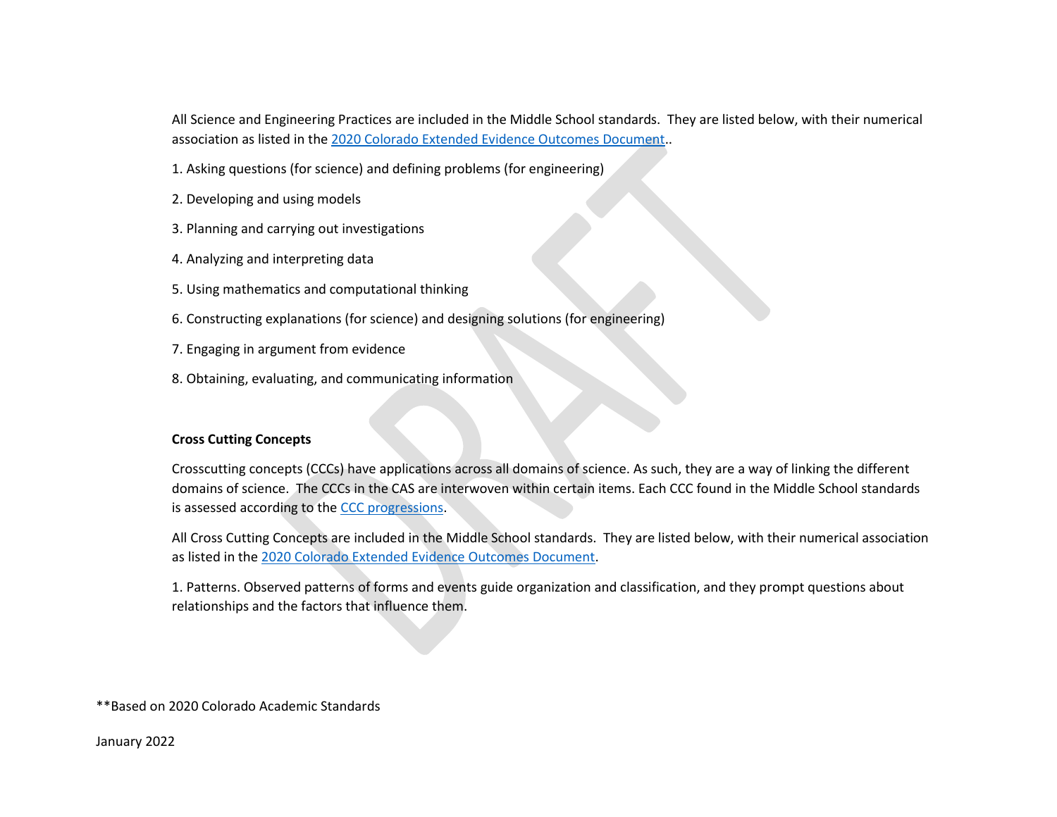All Science and Engineering Practices are included in the Middle School standards. They are listed below, with their numerical association as listed in the 2020 Colorado Extended Evidence Outcomes Document..

1. Asking questions (for science) and defining problems (for engineering)
2. Developing and using models
3. Planning and carrying out investigations
4. Analyzing and interpreting data
5. Using mathematics and computational thinking
6. Constructing explanations (for science) and designing solutions (for engineering)
7. Engaging in argument from evidence
8. Obtaining, evaluating, and communicating information

**Cross Cutting Concepts**

Crosscutting concepts (CCCs) have applications across all domains of science. As such, they are a way of linking the different domains of science. The CCCs in the CAS are interwoven within certain items. Each CCC found in the Middle School standards is assessed according to the CCC progressions.

All Cross Cutting Concepts are included in the Middle School standards. They are listed below, with their numerical association as listed in the 2020 Colorado Extended Evidence Outcomes Document.

1. Patterns. Observed patterns of forms and events guide organization and classification, and they prompt questions about relationships and the factors that influence them.

**Based on 2020 Colorado Academic Standards

January 2022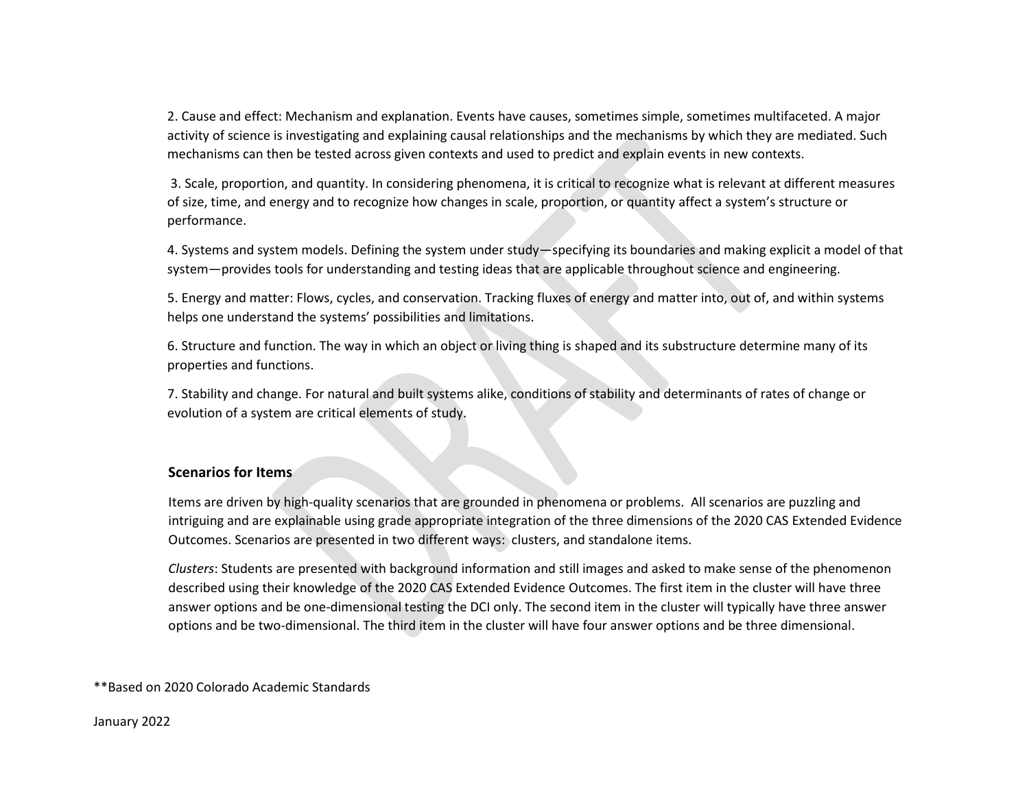2. Cause and effect: Mechanism and explanation. Events have causes, sometimes simple, sometimes multifaceted. A major activity of science is investigating and explaining causal relationships and the mechanisms by which they are mediated. Such mechanisms can then be tested across given contexts and used to predict and explain events in new contexts.

3. Scale, proportion, and quantity. In considering phenomena, it is critical to recognize what is relevant at different measures of size, time, and energy and to recognize how changes in scale, proportion, or quantity affect a system's structure or performance.

4. Systems and system models. Defining the system under study—specifying its boundaries and making explicit a model of that system—provides tools for understanding and testing ideas that are applicable throughout science and engineering.

5. Energy and matter: Flows, cycles, and conservation. Tracking fluxes of energy and matter into, out of, and within systems helps one understand the systems' possibilities and limitations.

6. Structure and function. The way in which an object or living thing is shaped and its substructure determine many of its properties and functions.

7. Stability and change. For natural and built systems alike, conditions of stability and determinants of rates of change or evolution of a system are critical elements of study.

### Scenarios for Items

Items are driven by high-quality scenarios that are grounded in phenomena or problems. All scenarios are puzzling and intriguing and are explainable using grade appropriate integration of the three dimensions of the 2020 CAS Extended Evidence Outcomes. Scenarios are presented in two different ways: clusters, and standalone items.

*Clusters*: Students are presented with background information and still images and asked to make sense of the phenomenon described using their knowledge of the 2020 CAS Extended Evidence Outcomes. The first item in the cluster will have three answer options and be one-dimensional testing the DCI only. The second item in the cluster will typically have three answer options and be two-dimensional. The third item in the cluster will have four answer options and be three dimensional.

**Based on 2020 Colorado Academic Standards

January 2022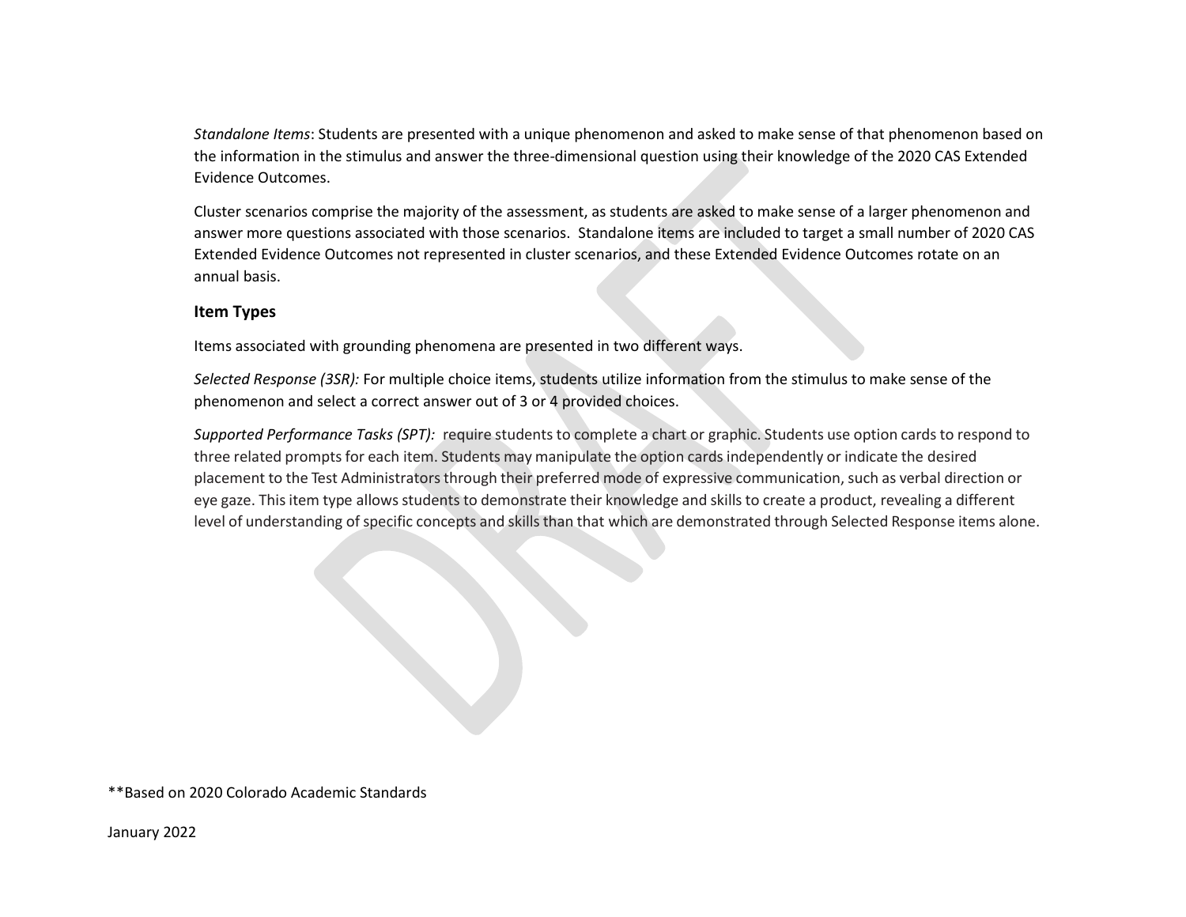*Standalone Items*: Students are presented with a unique phenomenon and asked to make sense of that phenomenon based on the information in the stimulus and answer the three-dimensional question using their knowledge of the 2020 CAS Extended Evidence Outcomes.

Cluster scenarios comprise the majority of the assessment, as students are asked to make sense of a larger phenomenon and answer more questions associated with those scenarios. Standalone items are included to target a small number of 2020 CAS Extended Evidence Outcomes not represented in cluster scenarios, and these Extended Evidence Outcomes rotate on an annual basis.

### Item Types

Items associated with grounding phenomena are presented in two different ways.

*Selected Response (3SR):* For multiple choice items, students utilize information from the stimulus to make sense of the phenomenon and select a correct answer out of 3 or 4 provided choices.

*Supported Performance Tasks (SPT):* require students to complete a chart or graphic. Students use option cards to respond to three related prompts for each item. Students may manipulate the option cards independently or indicate the desired placement to the Test Administrators through their preferred mode of expressive communication, such as verbal direction or eye gaze. This item type allows students to demonstrate their knowledge and skills to create a product, revealing a different level of understanding of specific concepts and skills than that which are demonstrated through Selected Response items alone.

**Based on 2020 Colorado Academic Standards

January 2022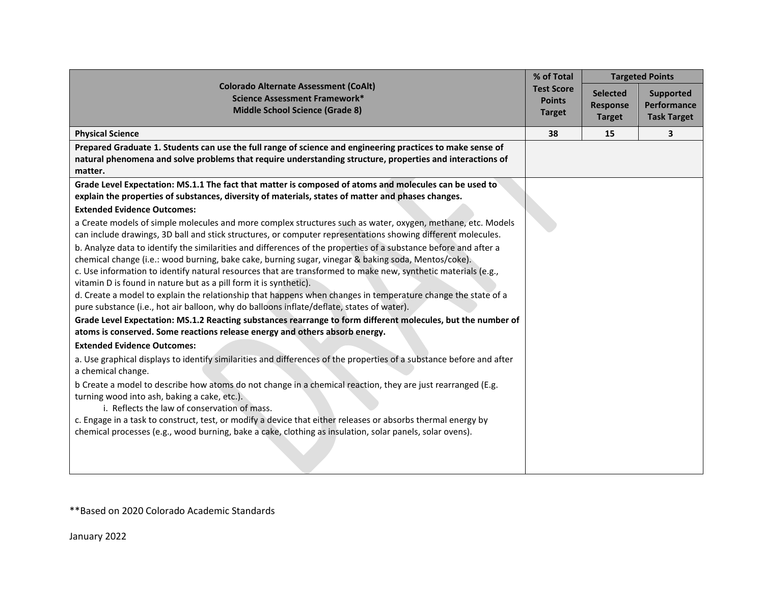| Colorado Alternate Assessment (CoAlt)<br>Science Assessment Framework*<br>Middle School Science (Grade 8) | % of Total Test Score Points Target | Targeted Points | |
|---|---|---|---|
| | | Selected Response Target | Supported Performance Task Target |
| **Physical Science** | **38** | **15** | **3** |
| **Prepared Graduate 1. Students can use the full range of science and engineering practices to make sense of natural phenomena and solve problems that require understanding structure, properties and interactions of matter.** | | | |
| **Grade Level Expectation: MS.1.1 The fact that matter is composed of atoms and molecules can be used to explain the properties of substances, diversity of materials, states of matter and phases changes.**<br>**Extended Evidence Outcomes:**<br>a Create models of simple molecules and more complex structures such as water, oxygen, methane, etc. Models can include drawings, 3D ball and stick structures, or computer representations showing different molecules.<br>b. Analyze data to identify the similarities and differences of the properties of a substance before and after a chemical change (i.e.: wood burning, bake cake, burning sugar, vinegar & baking soda, Mentos/coke).<br>c. Use information to identify natural resources that are transformed to make new, synthetic materials (e.g., vitamin D is found in nature but as a pill form it is synthetic).<br>d. Create a model to explain the relationship that happens when changes in temperature change the state of a pure substance (i.e., hot air balloon, why do balloons inflate/deflate, states of water).<br>**Grade Level Expectation: MS.1.2 Reacting substances rearrange to form different molecules, but the number of atoms is conserved. Some reactions release energy and others absorb energy.**<br>**Extended Evidence Outcomes:**<br>a. Use graphical displays to identify similarities and differences of the properties of a substance before and after a chemical change.<br>b Create a model to describe how atoms do not change in a chemical reaction, they are just rearranged (E.g. turning wood into ash, baking a cake, etc.).<br>i. Reflects the law of conservation of mass.<br>c. Engage in a task to construct, test, or modify a device that either releases or absorbs thermal energy by chemical processes (e.g., wood burning, bake a cake, clothing as insulation, solar panels, solar ovens). | | | |

**Based on 2020 Colorado Academic Standards

January 2022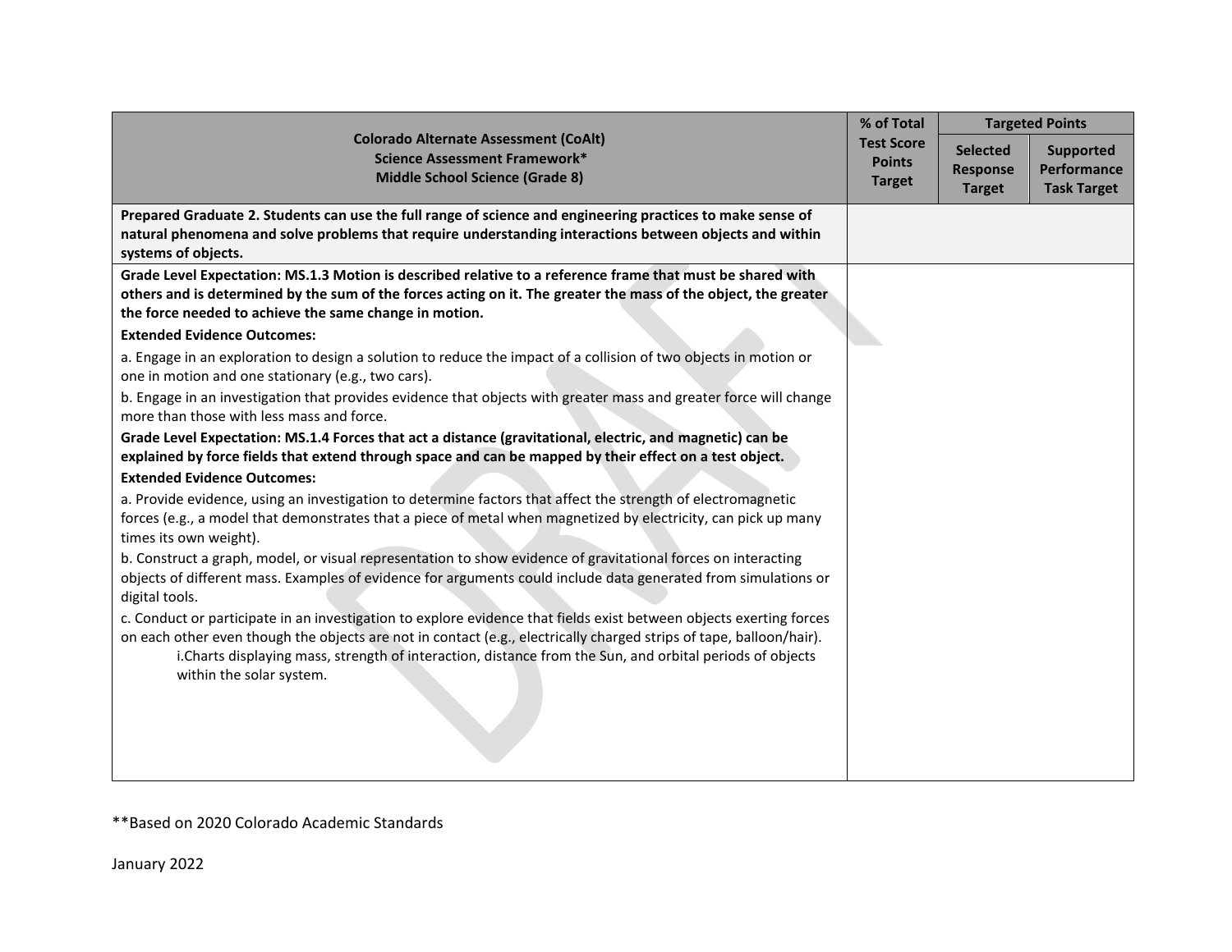| Colorado Alternate Assessment (CoAlt)<br>Science Assessment Framework*<br>Middle School Science (Grade 8) | % of Total Test Score Points Target | Targeted Points | |
|---|---|---|---|
| | | Selected Response Target | Supported Performance Task Target |
| **Prepared Graduate 2. Students can use the full range of science and engineering practices to make sense of natural phenomena and solve problems that require understanding interactions between objects and within systems of objects.** | | | |
| **Grade Level Expectation: MS.1.3 Motion is described relative to a reference frame that must be shared with others and is determined by the sum of the forces acting on it. The greater the mass of the object, the greater the force needed to achieve the same change in motion.**<br>**Extended Evidence Outcomes:**<br>a. Engage in an exploration to design a solution to reduce the impact of a collision of two objects in motion or one in motion and one stationary (e.g., two cars).<br>b. Engage in an investigation that provides evidence that objects with greater mass and greater force will change more than those with less mass and force.<br>**Grade Level Expectation: MS.1.4 Forces that act a distance (gravitational, electric, and magnetic) can be explained by force fields that extend through space and can be mapped by their effect on a test object.**<br>**Extended Evidence Outcomes:**<br>a. Provide evidence, using an investigation to determine factors that affect the strength of electromagnetic forces (e.g., a model that demonstrates that a piece of metal when magnetized by electricity, can pick up many times its own weight).<br>b. Construct a graph, model, or visual representation to show evidence of gravitational forces on interacting objects of different mass. Examples of evidence for arguments could include data generated from simulations or digital tools.<br>c. Conduct or participate in an investigation to explore evidence that fields exist between objects exerting forces on each other even though the objects are not in contact (e.g., electrically charged strips of tape, balloon/hair).<br>i.Charts displaying mass, strength of interaction, distance from the Sun, and orbital periods of objects within the solar system. | | | |

**Based on 2020 Colorado Academic Standards

January 2022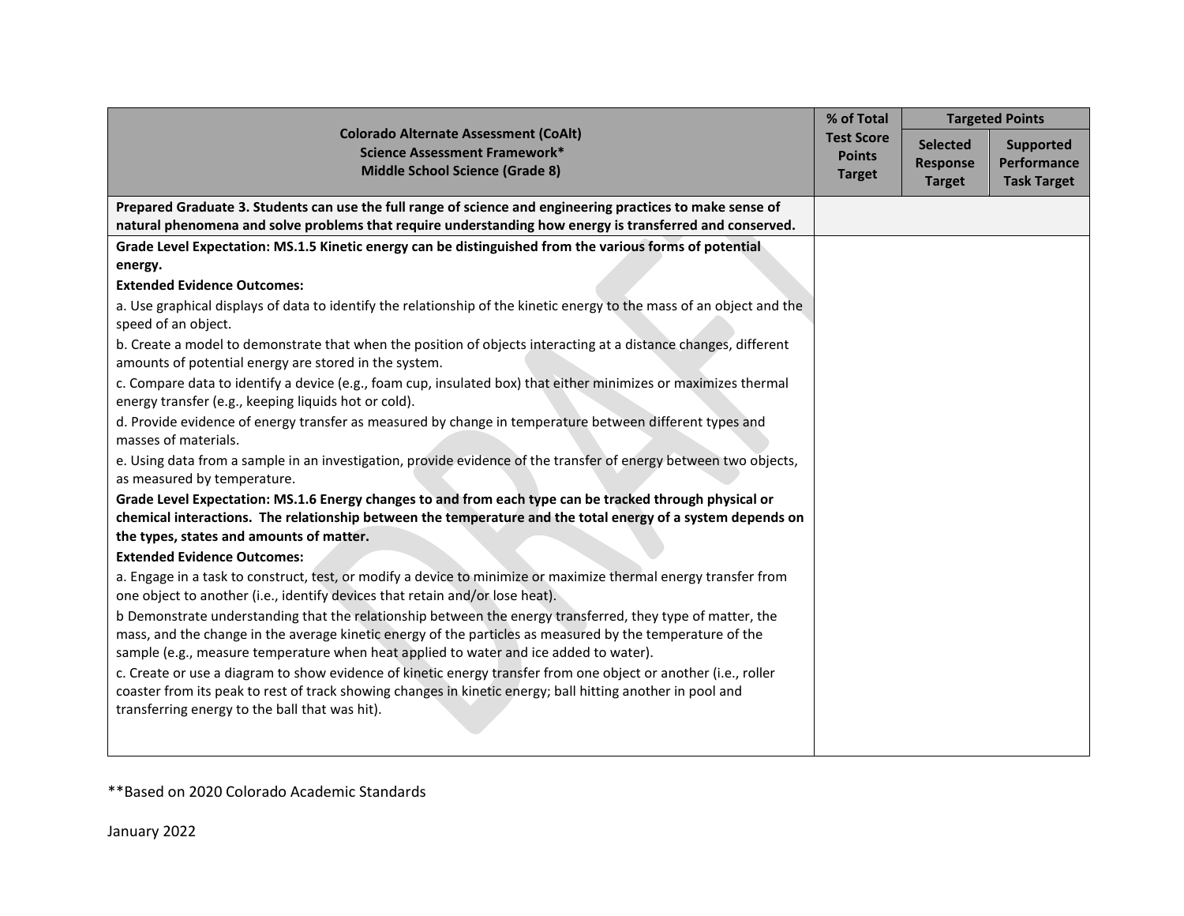| Colorado Alternate Assessment (CoAlt)<br>Science Assessment Framework*<br>Middle School Science (Grade 8) | % of Total Test Score Points Target | Targeted Points | |
|---|---|---|---|
| | | Selected Response Target | Supported Performance Task Target |
| **Prepared Graduate 3. Students can use the full range of science and engineering practices to make sense of natural phenomena and solve problems that require understanding how energy is transferred and conserved.** | | | |
| **Grade Level Expectation: MS.1.5 Kinetic energy can be distinguished from the various forms of potential energy.**<br>**Extended Evidence Outcomes:**<br>a. Use graphical displays of data to identify the relationship of the kinetic energy to the mass of an object and the speed of an object.<br>b. Create a model to demonstrate that when the position of objects interacting at a distance changes, different amounts of potential energy are stored in the system.<br>c. Compare data to identify a device (e.g., foam cup, insulated box) that either minimizes or maximizes thermal energy transfer (e.g., keeping liquids hot or cold).<br>d. Provide evidence of energy transfer as measured by change in temperature between different types and masses of materials.<br>e. Using data from a sample in an investigation, provide evidence of the transfer of energy between two objects, as measured by temperature.<br>**Grade Level Expectation: MS.1.6 Energy changes to and from each type can be tracked through physical or chemical interactions. The relationship between the temperature and the total energy of a system depends on the types, states and amounts of matter.**<br>**Extended Evidence Outcomes:**<br>a. Engage in a task to construct, test, or modify a device to minimize or maximize thermal energy transfer from one object to another (i.e., identify devices that retain and/or lose heat).<br>b Demonstrate understanding that the relationship between the energy transferred, they type of matter, the mass, and the change in the average kinetic energy of the particles as measured by the temperature of the sample (e.g., measure temperature when heat applied to water and ice added to water).<br>c. Create or use a diagram to show evidence of kinetic energy transfer from one object or another (i.e., roller coaster from its peak to rest of track showing changes in kinetic energy; ball hitting another in pool and transferring energy to the ball that was hit). | | | |

**Based on 2020 Colorado Academic Standards

January 2022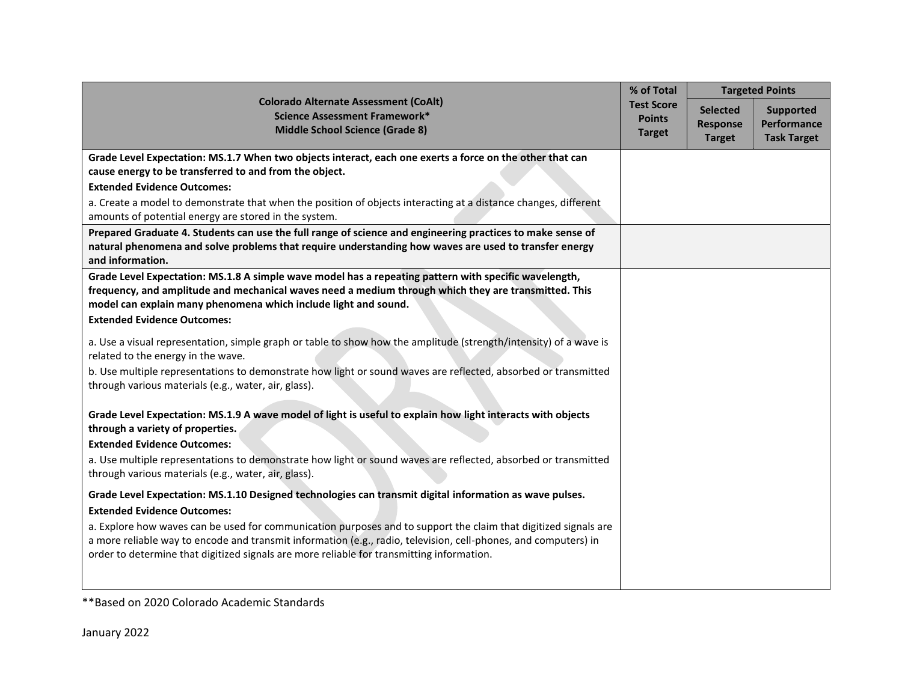| Colorado Alternate Assessment (CoAlt)<br>Science Assessment Framework*<br>Middle School Science (Grade 8) | % of Total Test Score Points Target | Targeted Points | |
|---|---|---|---|
| | | Selected Response Target | Supported Performance Task Target |
| **Grade Level Expectation: MS.1.7 When two objects interact, each one exerts a force on the other that can cause energy to be transferred to and from the object.**<br>**Extended Evidence Outcomes:**<br>a. Create a model to demonstrate that when the position of objects interacting at a distance changes, different amounts of potential energy are stored in the system. | | | |
| **Prepared Graduate 4. Students can use the full range of science and engineering practices to make sense of natural phenomena and solve problems that require understanding how waves are used to transfer energy and information.** | | | |
| **Grade Level Expectation: MS.1.8 A simple wave model has a repeating pattern with specific wavelength, frequency, and amplitude and mechanical waves need a medium through which they are transmitted. This model can explain many phenomena which include light and sound.**<br>**Extended Evidence Outcomes:**<br>a. Use a visual representation, simple graph or table to show how the amplitude (strength/intensity) of a wave is related to the energy in the wave.<br>b. Use multiple representations to demonstrate how light or sound waves are reflected, absorbed or transmitted through various materials (e.g., water, air, glass).<br><br>**Grade Level Expectation: MS.1.9 A wave model of light is useful to explain how light interacts with objects through a variety of properties.**<br>**Extended Evidence Outcomes:**<br>a. Use multiple representations to demonstrate how light or sound waves are reflected, absorbed or transmitted through various materials (e.g., water, air, glass).<br><br>**Grade Level Expectation: MS.1.10 Designed technologies can transmit digital information as wave pulses.**<br>**Extended Evidence Outcomes:**<br>a. Explore how waves can be used for communication purposes and to support the claim that digitized signals are a more reliable way to encode and transmit information (e.g., radio, television, cell-phones, and computers) in order to determine that digitized signals are more reliable for transmitting information. | | | |

**Based on 2020 Colorado Academic Standards

January 2022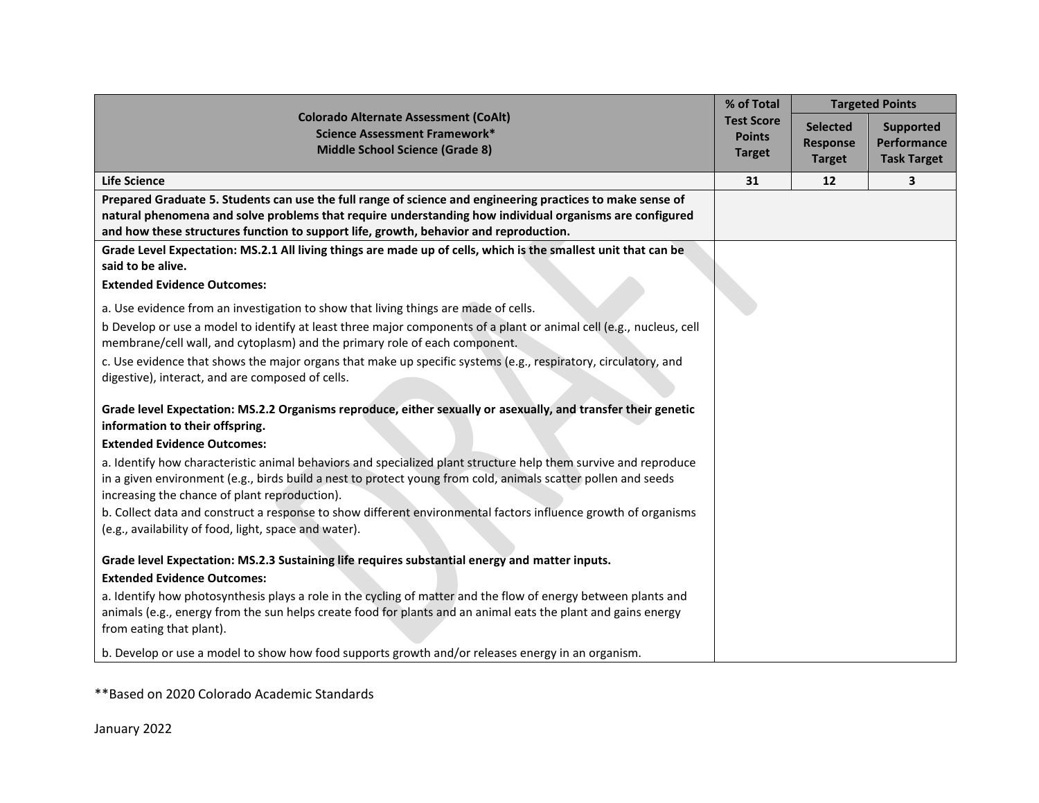| Colorado Alternate Assessment (CoAlt) Science Assessment Framework* Middle School Science (Grade 8) | % of Total Test Score Points Target | Targeted Points | |
|---|---|---|---|
| | | Selected Response Target | Supported Performance Task Target |
| **Life Science** | **31** | **12** | **3** |
| **Prepared Graduate 5. Students can use the full range of science and engineering practices to make sense of natural phenomena and solve problems that require understanding how individual organisms are configured and how these structures function to support life, growth, behavior and reproduction.** | | | |
| **Grade Level Expectation: MS.2.1 All living things are made up of cells, which is the smallest unit that can be said to be alive.**<br>**Extended Evidence Outcomes:**<br>a. Use evidence from an investigation to show that living things are made of cells.<br>b Develop or use a model to identify at least three major components of a plant or animal cell (e.g., nucleus, cell membrane/cell wall, and cytoplasm) and the primary role of each component.<br>c. Use evidence that shows the major organs that make up specific systems (e.g., respiratory, circulatory, and digestive), interact, and are composed of cells.<br><br>**Grade level Expectation: MS.2.2 Organisms reproduce, either sexually or asexually, and transfer their genetic information to their offspring.**<br>**Extended Evidence Outcomes:**<br>a. Identify how characteristic animal behaviors and specialized plant structure help them survive and reproduce in a given environment (e.g., birds build a nest to protect young from cold, animals scatter pollen and seeds increasing the chance of plant reproduction).<br>b. Collect data and construct a response to show different environmental factors influence growth of organisms (e.g., availability of food, light, space and water).<br><br>**Grade level Expectation: MS.2.3 Sustaining life requires substantial energy and matter inputs.**<br>**Extended Evidence Outcomes:**<br>a. Identify how photosynthesis plays a role in the cycling of matter and the flow of energy between plants and animals (e.g., energy from the sun helps create food for plants and an animal eats the plant and gains energy from eating that plant).<br>b. Develop or use a model to show how food supports growth and/or releases energy in an organism. | | | |

**Based on 2020 Colorado Academic Standards

January 2022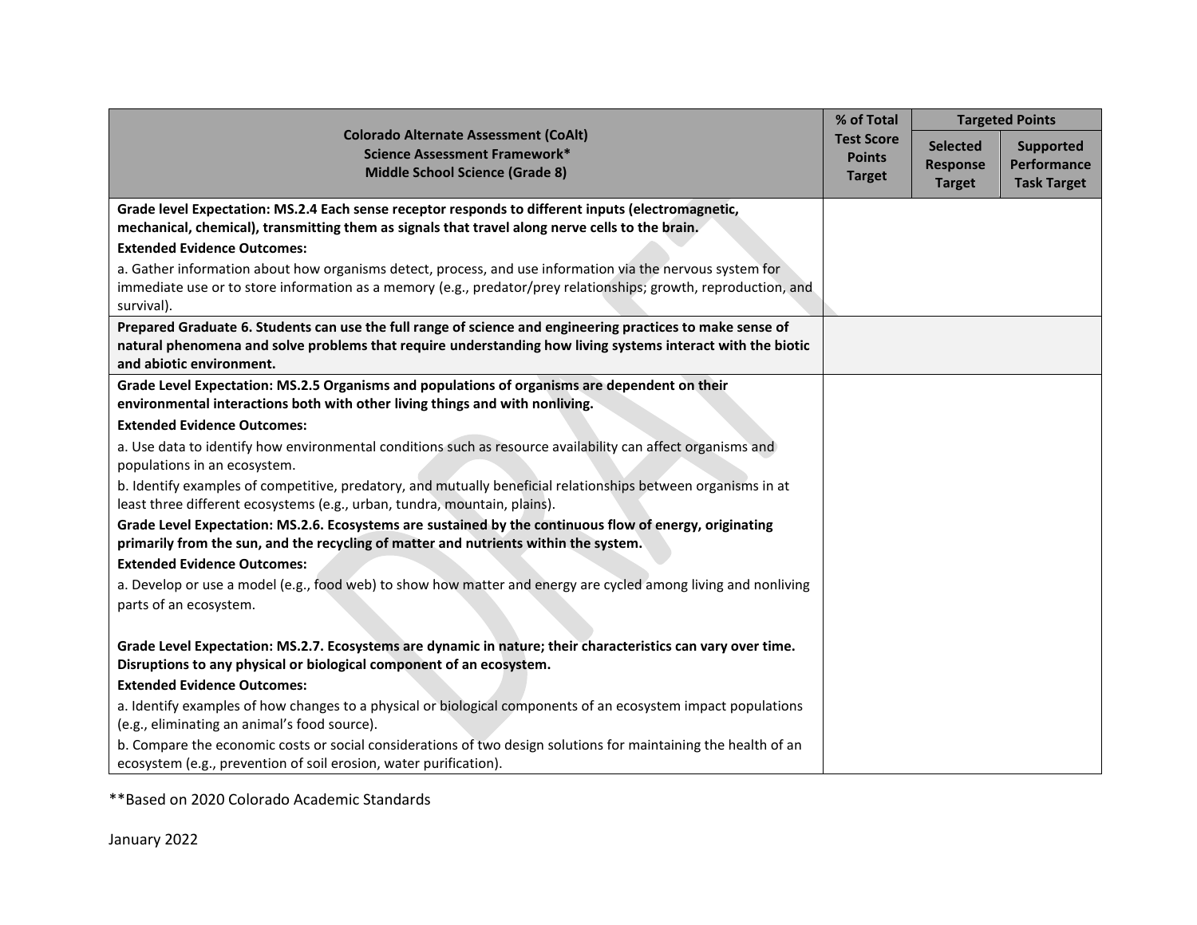| Colorado Alternate Assessment (CoAlt)<br>Science Assessment Framework*<br>Middle School Science (Grade 8) | % of Total Test Score Points Target | Targeted Points | |
|---|---|---|---|
| | | Selected Response Target | Supported Performance Task Target |
| **Grade level Expectation: MS.2.4 Each sense receptor responds to different inputs (electromagnetic, mechanical, chemical), transmitting them as signals that travel along nerve cells to the brain.**<br>**Extended Evidence Outcomes:**<br>a. Gather information about how organisms detect, process, and use information via the nervous system for immediate use or to store information as a memory (e.g., predator/prey relationships; growth, reproduction, and survival). | | | |
| **Prepared Graduate 6. Students can use the full range of science and engineering practices to make sense of natural phenomena and solve problems that require understanding how living systems interact with the biotic and abiotic environment.** | | | |
| **Grade Level Expectation: MS.2.5 Organisms and populations of organisms are dependent on their environmental interactions both with other living things and with nonliving.**<br>**Extended Evidence Outcomes:**<br>a. Use data to identify how environmental conditions such as resource availability can affect organisms and populations in an ecosystem.<br>b. Identify examples of competitive, predatory, and mutually beneficial relationships between organisms in at least three different ecosystems (e.g., urban, tundra, mountain, plains).<br>**Grade Level Expectation: MS.2.6. Ecosystems are sustained by the continuous flow of energy, originating primarily from the sun, and the recycling of matter and nutrients within the system.**<br>**Extended Evidence Outcomes:**<br>a. Develop or use a model (e.g., food web) to show how matter and energy are cycled among living and nonliving parts of an ecosystem.<br><br>**Grade Level Expectation: MS.2.7. Ecosystems are dynamic in nature; their characteristics can vary over time. Disruptions to any physical or biological component of an ecosystem.**<br>**Extended Evidence Outcomes:**<br>a. Identify examples of how changes to a physical or biological components of an ecosystem impact populations (e.g., eliminating an animal's food source).<br>b. Compare the economic costs or social considerations of two design solutions for maintaining the health of an ecosystem (e.g., prevention of soil erosion, water purification). | | | |

**Based on 2020 Colorado Academic Standards

January 2022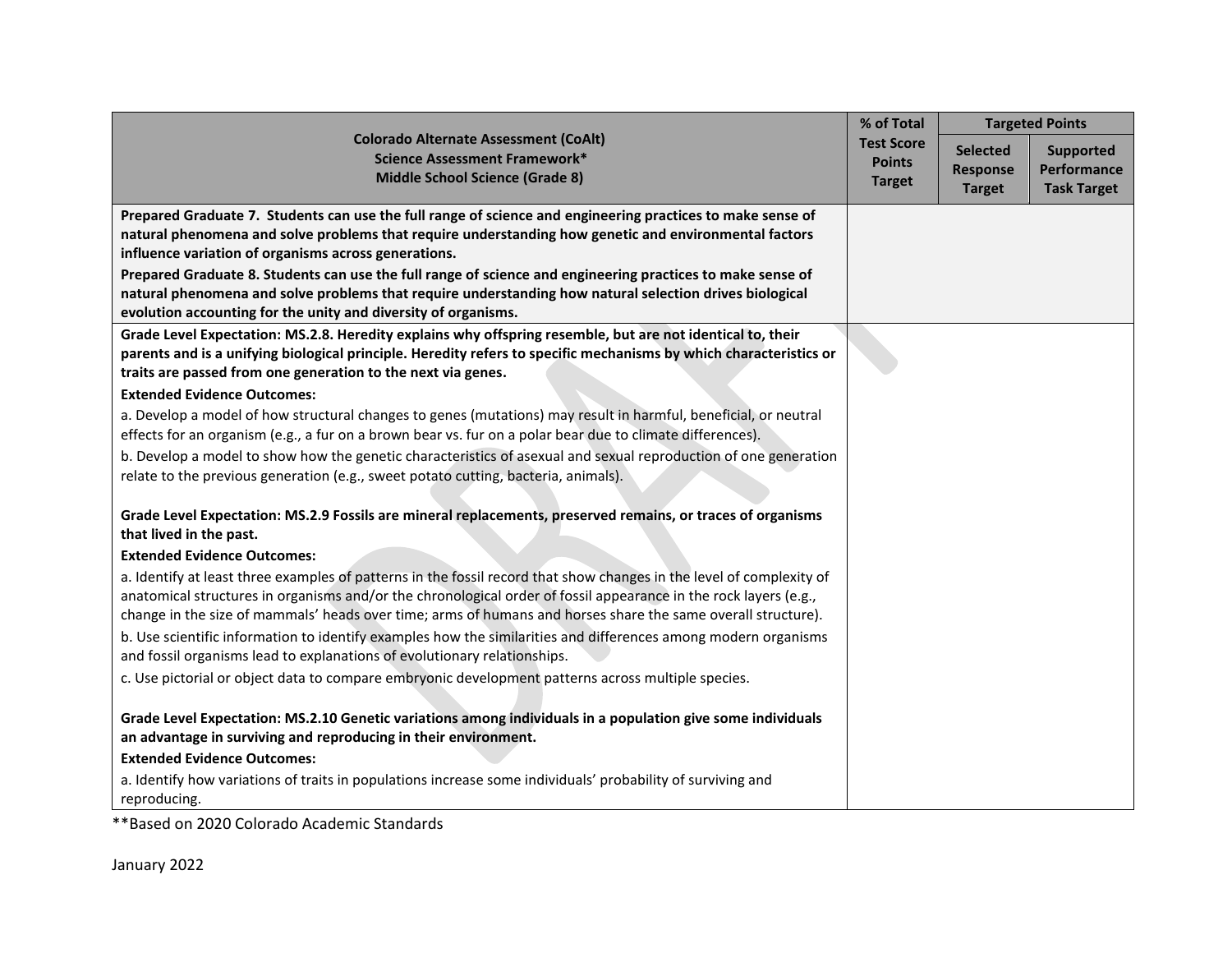| Colorado Alternate Assessment (CoAlt)<br>Science Assessment Framework*<br>Middle School Science (Grade 8) | % of Total Test Score Points Target | Targeted Points | |
|---|---|---|---|
| | | Selected Response Target | Supported Performance Task Target |
| **Prepared Graduate 7. Students can use the full range of science and engineering practices to make sense of natural phenomena and solve problems that require understanding how genetic and environmental factors influence variation of organisms across generations.**<br>**Prepared Graduate 8. Students can use the full range of science and engineering practices to make sense of natural phenomena and solve problems that require understanding how natural selection drives biological evolution accounting for the unity and diversity of organisms.** | | | |
| **Grade Level Expectation: MS.2.8. Heredity explains why offspring resemble, but are not identical to, their parents and is a unifying biological principle. Heredity refers to specific mechanisms by which characteristics or traits are passed from one generation to the next via genes.**<br>**Extended Evidence Outcomes:**<br>a. Develop a model of how structural changes to genes (mutations) may result in harmful, beneficial, or neutral effects for an organism (e.g., a fur on a brown bear vs. fur on a polar bear due to climate differences).<br>b. Develop a model to show how the genetic characteristics of asexual and sexual reproduction of one generation relate to the previous generation (e.g., sweet potato cutting, bacteria, animals).<br><br>**Grade Level Expectation: MS.2.9 Fossils are mineral replacements, preserved remains, or traces of organisms that lived in the past.**<br>**Extended Evidence Outcomes:**<br>a. Identify at least three examples of patterns in the fossil record that show changes in the level of complexity of anatomical structures in organisms and/or the chronological order of fossil appearance in the rock layers (e.g., change in the size of mammals' heads over time; arms of humans and horses share the same overall structure).<br>b. Use scientific information to identify examples how the similarities and differences among modern organisms and fossil organisms lead to explanations of evolutionary relationships.<br>c. Use pictorial or object data to compare embryonic development patterns across multiple species.<br><br>**Grade Level Expectation: MS.2.10 Genetic variations among individuals in a population give some individuals an advantage in surviving and reproducing in their environment.**<br>**Extended Evidence Outcomes:**<br>a. Identify how variations of traits in populations increase some individuals' probability of surviving and reproducing. | | | |

**Based on 2020 Colorado Academic Standards

January 2022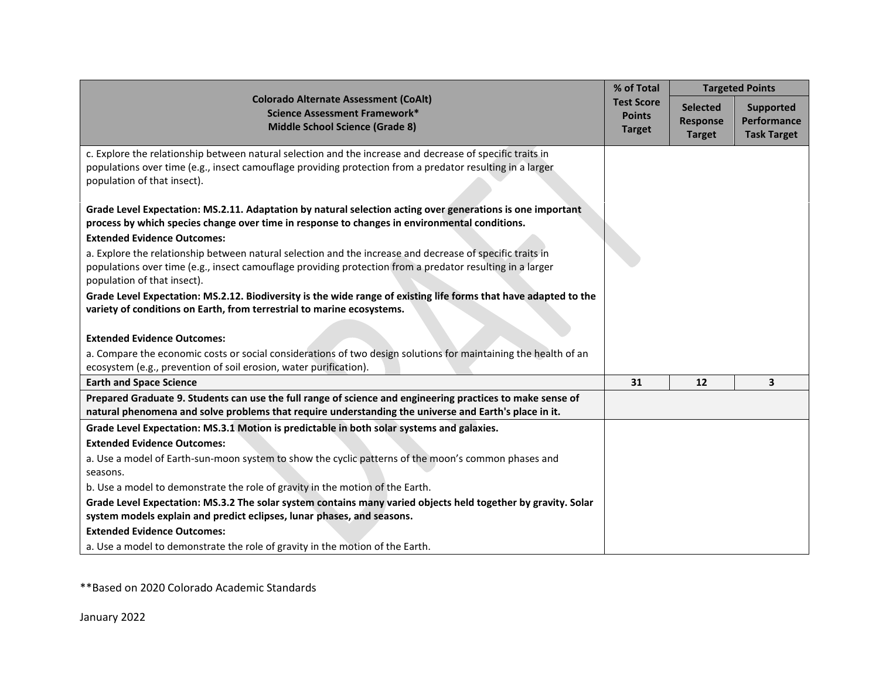| Colorado Alternate Assessment (CoAlt)<br>Science Assessment Framework*<br>Middle School Science (Grade 8) | % of Total Test Score Points Target | Targeted Points | |
|---|---|---|---|
| | | Selected Response Target | Supported Performance Task Target |
| c. Explore the relationship between natural selection and the increase and decrease of specific traits in populations over time (e.g., insect camouflage providing protection from a predator resulting in a larger population of that insect). | | | |
| **Grade Level Expectation: MS.2.11. Adaptation by natural selection acting over generations is one important process by which species change over time in response to changes in environmental conditions.**<br>**Extended Evidence Outcomes:**<br>a. Explore the relationship between natural selection and the increase and decrease of specific traits in populations over time (e.g., insect camouflage providing protection from a predator resulting in a larger population of that insect).<br>**Grade Level Expectation: MS.2.12. Biodiversity is the wide range of existing life forms that have adapted to the variety of conditions on Earth, from terrestrial to marine ecosystems.**<br>**Extended Evidence Outcomes:**<br>a. Compare the economic costs or social considerations of two design solutions for maintaining the health of an ecosystem (e.g., prevention of soil erosion, water purification). | | | |
| **Earth and Space Science** | **31** | **12** | **3** |
| **Prepared Graduate 9. Students can use the full range of science and engineering practices to make sense of natural phenomena and solve problems that require understanding the universe and Earth's place in it.** | | | |
| **Grade Level Expectation: MS.3.1 Motion is predictable in both solar systems and galaxies.**<br>**Extended Evidence Outcomes:**<br>a. Use a model of Earth-sun-moon system to show the cyclic patterns of the moon's common phases and seasons.<br>b. Use a model to demonstrate the role of gravity in the motion of the Earth.<br>**Grade Level Expectation: MS.3.2 The solar system contains many varied objects held together by gravity. Solar system models explain and predict eclipses, lunar phases, and seasons.**<br>**Extended Evidence Outcomes:**<br>a. Use a model to demonstrate the role of gravity in the motion of the Earth. | | | |

**Based on 2020 Colorado Academic Standards

January 2022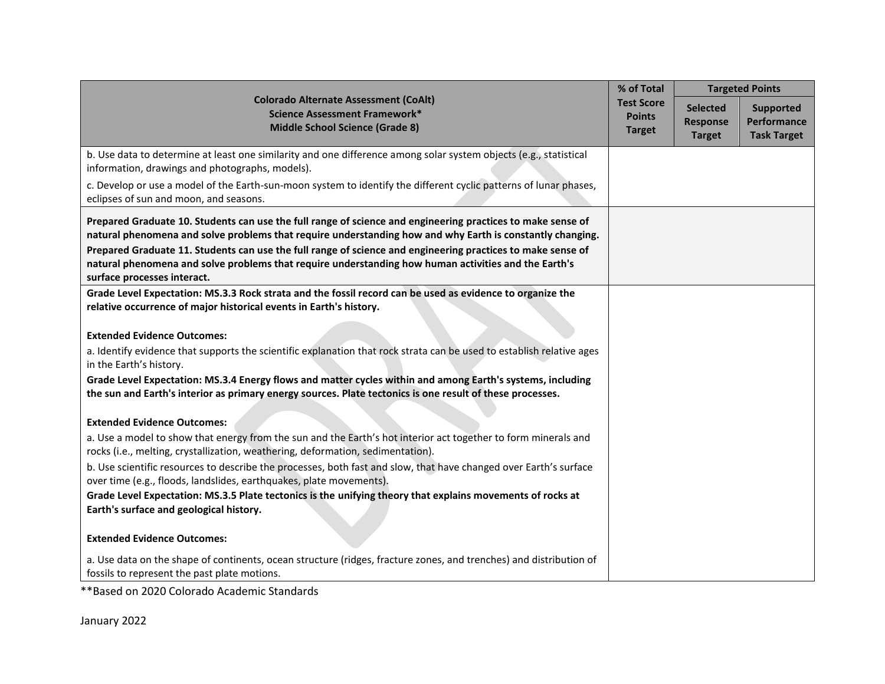| Colorado Alternate Assessment (CoAlt)<br>Science Assessment Framework*<br>Middle School Science (Grade 8) | % of Total Test Score Points Target | Targeted Points | |
|---|---|---|---|
| | | Selected Response Target | Supported Performance Task Target |
| b. Use data to determine at least one similarity and one difference among solar system objects (e.g., statistical information, drawings and photographs, models).<br>c. Develop or use a model of the Earth-sun-moon system to identify the different cyclic patterns of lunar phases, eclipses of sun and moon, and seasons. | | | |
| **Prepared Graduate 10. Students can use the full range of science and engineering practices to make sense of natural phenomena and solve problems that require understanding how and why Earth is constantly changing.**<br>**Prepared Graduate 11. Students can use the full range of science and engineering practices to make sense of natural phenomena and solve problems that require understanding how human activities and the Earth's surface processes interact.** | | | |
| **Grade Level Expectation: MS.3.3 Rock strata and the fossil record can be used as evidence to organize the relative occurrence of major historical events in Earth's history.**<br><br>**Extended Evidence Outcomes:**<br>a. Identify evidence that supports the scientific explanation that rock strata can be used to establish relative ages in the Earth's history.<br>**Grade Level Expectation: MS.3.4 Energy flows and matter cycles within and among Earth's systems, including the sun and Earth's interior as primary energy sources. Plate tectonics is one result of these processes.**<br><br>**Extended Evidence Outcomes:**<br>a. Use a model to show that energy from the sun and the Earth's hot interior act together to form minerals and rocks (i.e., melting, crystallization, weathering, deformation, sedimentation).<br>b. Use scientific resources to describe the processes, both fast and slow, that have changed over Earth's surface over time (e.g., floods, landslides, earthquakes, plate movements).<br>**Grade Level Expectation: MS.3.5 Plate tectonics is the unifying theory that explains movements of rocks at Earth's surface and geological history.**<br><br>**Extended Evidence Outcomes:**<br><br>a. Use data on the shape of continents, ocean structure (ridges, fracture zones, and trenches) and distribution of fossils to represent the past plate motions. | | | |

**Based on 2020 Colorado Academic Standards

January 2022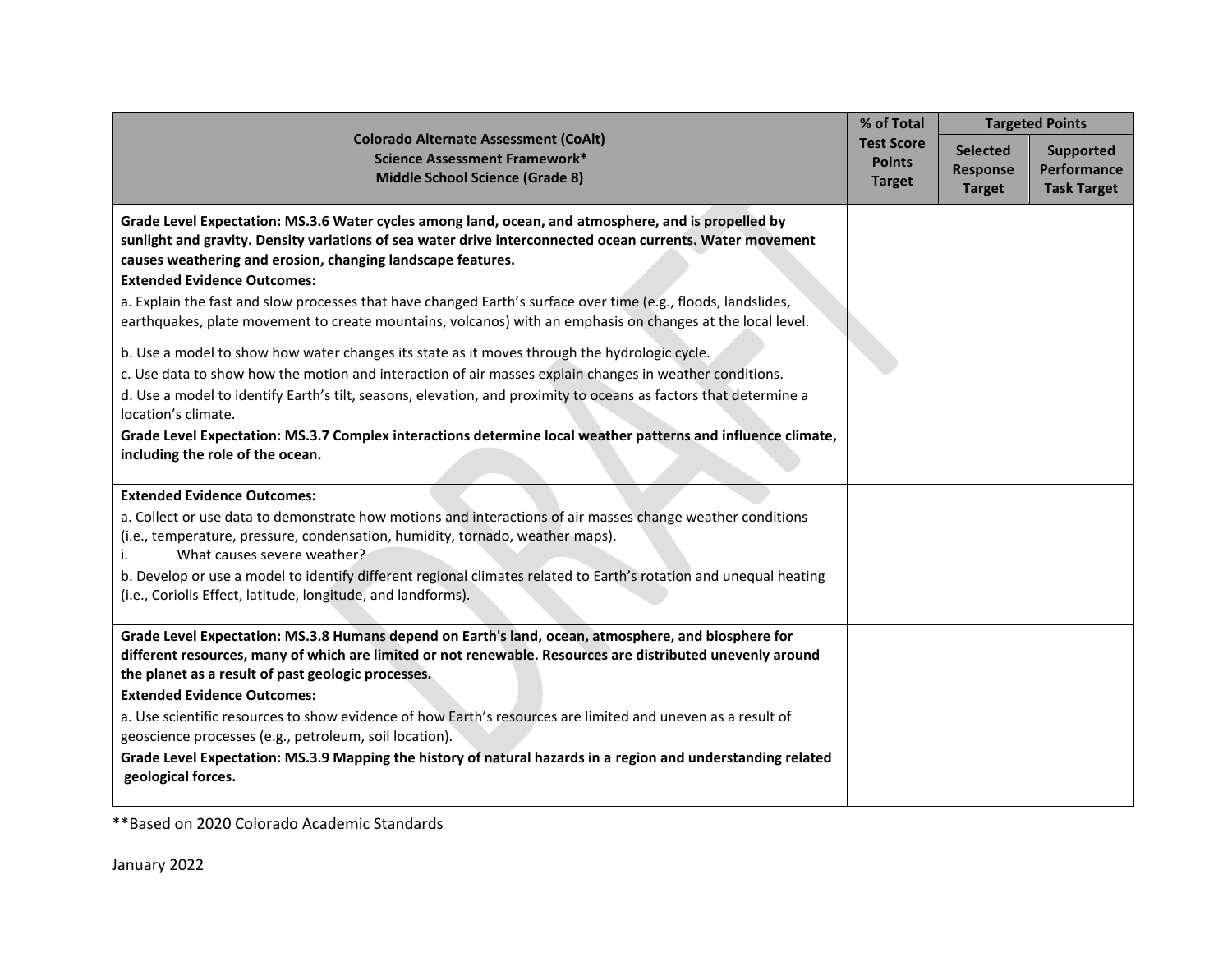| Colorado Alternate Assessment (CoAlt)<br>Science Assessment Framework*<br>Middle School Science (Grade 8) | % of Total Test Score Points Target | Targeted Points | |
|---|---|---|---|
| | | Selected Response Target | Supported Performance Task Target |
| **Grade Level Expectation: MS.3.6 Water cycles among land, ocean, and atmosphere, and is propelled by sunlight and gravity. Density variations of sea water drive interconnected ocean currents. Water movement causes weathering and erosion, changing landscape features.**<br>**Extended Evidence Outcomes:**<br>a. Explain the fast and slow processes that have changed Earth's surface over time (e.g., floods, landslides, earthquakes, plate movement to create mountains, volcanos) with an emphasis on changes at the local level.<br>b. Use a model to show how water changes its state as it moves through the hydrologic cycle.<br>c. Use data to show how the motion and interaction of air masses explain changes in weather conditions.<br>d. Use a model to identify Earth's tilt, seasons, elevation, and proximity to oceans as factors that determine a location's climate.<br>**Grade Level Expectation: MS.3.7 Complex interactions determine local weather patterns and influence climate, including the role of the ocean.** | | | |
| **Extended Evidence Outcomes:**<br>a. Collect or use data to demonstrate how motions and interactions of air masses change weather conditions (i.e., temperature, pressure, condensation, humidity, tornado, weather maps).<br>i. What causes severe weather?<br>b. Develop or use a model to identify different regional climates related to Earth's rotation and unequal heating (i.e., Coriolis Effect, latitude, longitude, and landforms). | | | |
| **Grade Level Expectation: MS.3.8 Humans depend on Earth's land, ocean, atmosphere, and biosphere for different resources, many of which are limited or not renewable. Resources are distributed unevenly around the planet as a result of past geologic processes.**<br>**Extended Evidence Outcomes:**<br>a. Use scientific resources to show evidence of how Earth's resources are limited and uneven as a result of geoscience processes (e.g., petroleum, soil location).<br>**Grade Level Expectation: MS.3.9 Mapping the history of natural hazards in a region and understanding related geological forces.** | | | |

**Based on 2020 Colorado Academic Standards

January 2022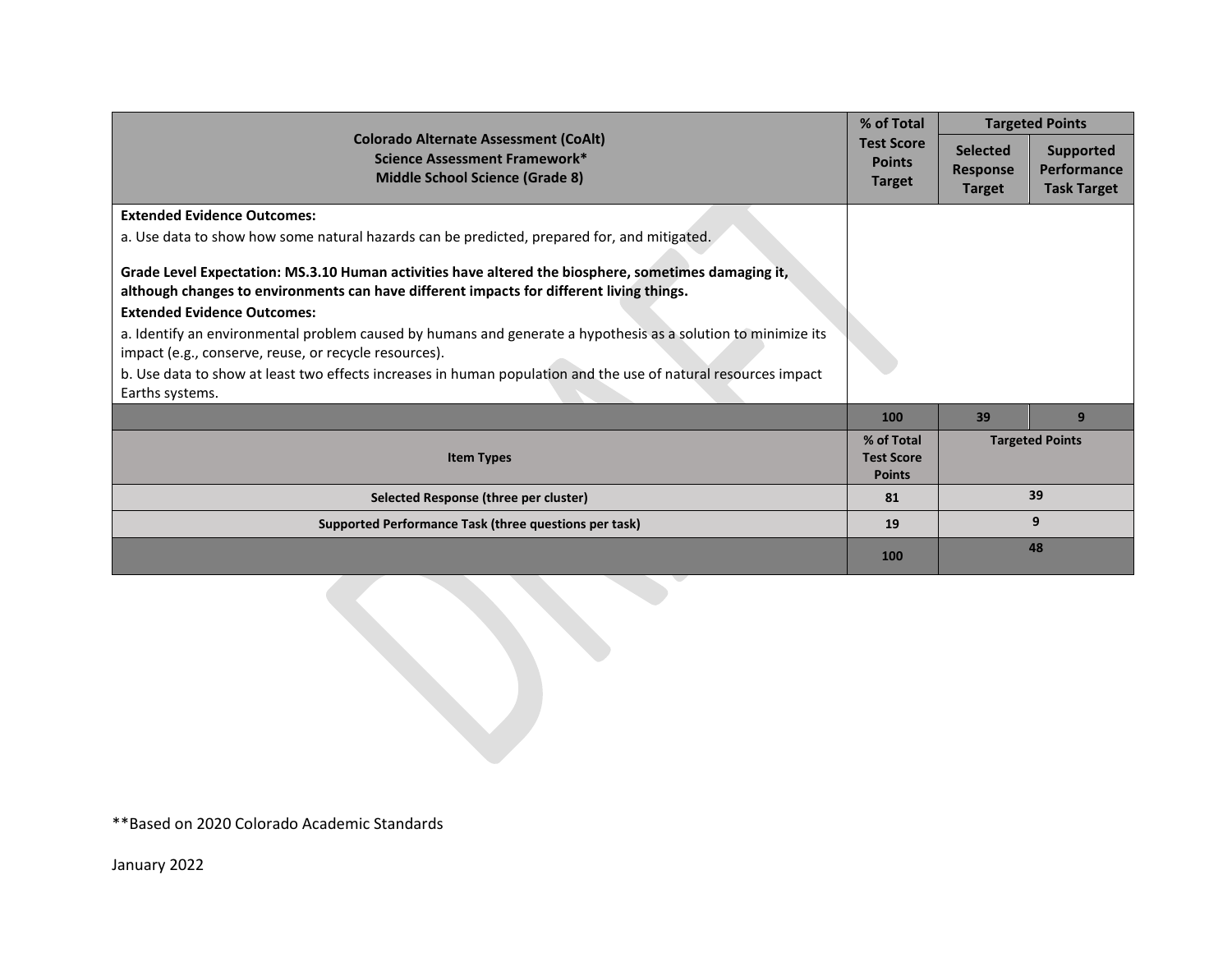| Colorado Alternate Assessment (CoAlt)<br>Science Assessment Framework*<br>Middle School Science (Grade 8) | % of Total Test Score Points Target | Targeted Points | |
|---|---|---|---|
| | | Selected Response Target | Supported Performance Task Target |
| **Extended Evidence Outcomes:**<br>a. Use data to show how some natural hazards can be predicted, prepared for, and mitigated.<br><br>**Grade Level Expectation: MS.3.10 Human activities have altered the biosphere, sometimes damaging it, although changes to environments can have different impacts for different living things.**<br>**Extended Evidence Outcomes:**<br>a. Identify an environmental problem caused by humans and generate a hypothesis as a solution to minimize its impact (e.g., conserve, reuse, or recycle resources).<br>b. Use data to show at least two effects increases in human population and the use of natural resources impact Earths systems. | | | |
| | **100** | **39** | **9** |
| **Item Types** | **% of Total Test Score Points** | **Targeted Points** | |
| **Selected Response (three per cluster)** | **81** | **39** | |
| **Supported Performance Task (three questions per task)** | **19** | **9** | |
| | **100** | **48** | |

**Based on 2020 Colorado Academic Standards

January 2022